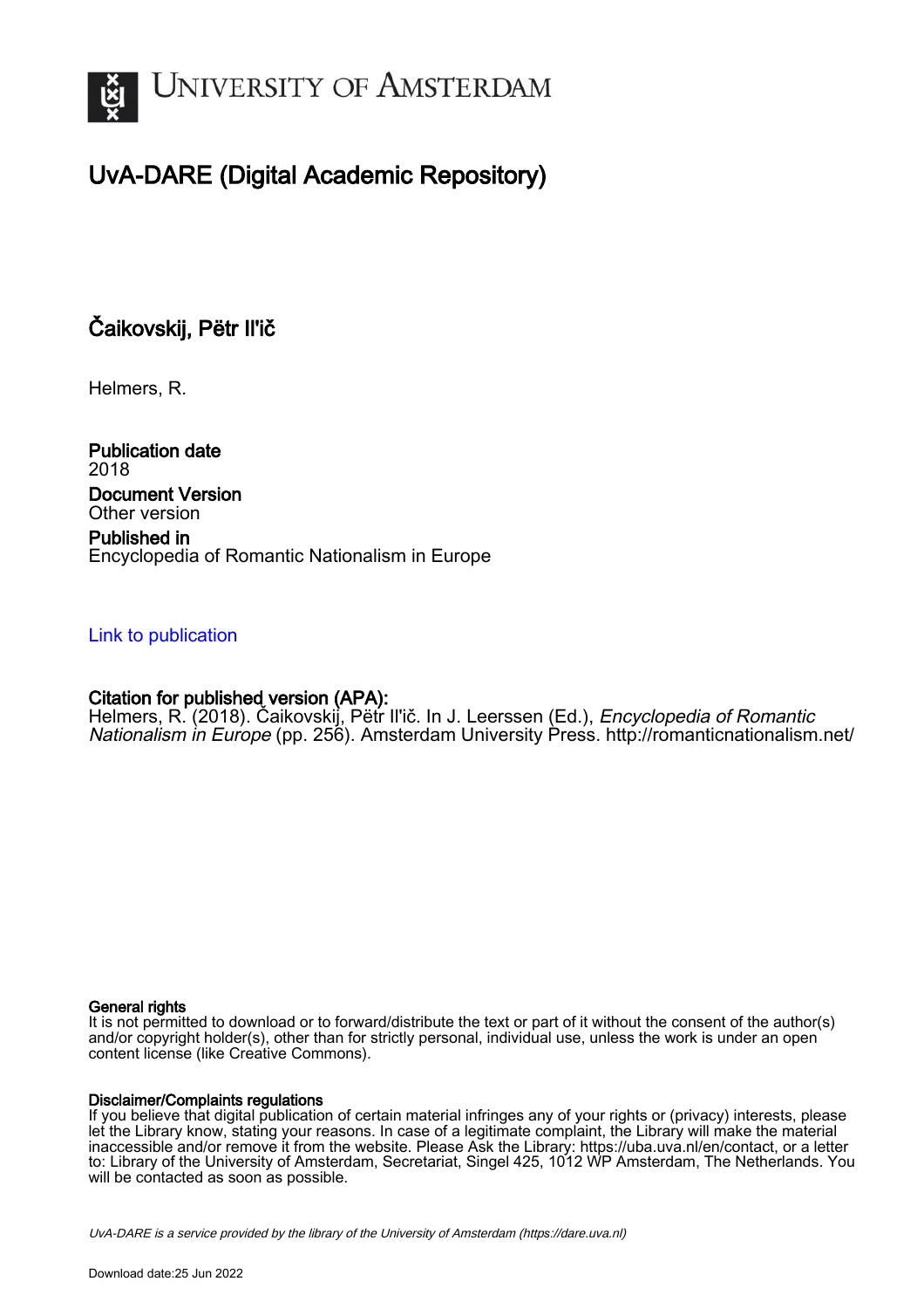UNIVERSITY OF AMSTERDAM

# UvA-DARE (Digital Academic Repository)

## Čaikovskij, Pëtr Il'ič

Helmers, R.

**Publication date**
2018

**Document Version**
Other version

**Published in**
Encyclopedia of Romantic Nationalism in Europe

Link to publication

**Citation for published version (APA):**
Helmers, R. (2018). Čaikovskij, Pëtr Il'ič. In J. Leerssen (Ed.), *Encyclopedia of Romantic Nationalism in Europe* (pp. 256). Amsterdam University Press. http://romanticnationalism.net/

**General rights**
It is not permitted to download or to forward/distribute the text or part of it without the consent of the author(s) and/or copyright holder(s), other than for strictly personal, individual use, unless the work is under an open content license (like Creative Commons).

**Disclaimer/Complaints regulations**
If you believe that digital publication of certain material infringes any of your rights or (privacy) interests, please let the Library know, stating your reasons. In case of a legitimate complaint, the Library will make the material inaccessible and/or remove it from the website. Please Ask the Library: https://uba.uva.nl/en/contact, or a letter to: Library of the University of Amsterdam, Secretariat, Singel 425, 1012 WP Amsterdam, The Netherlands. You will be contacted as soon as possible.

*UvA-DARE is a service provided by the library of the University of Amsterdam (https://dare.uva.nl)*

Download date:25 Jun 2022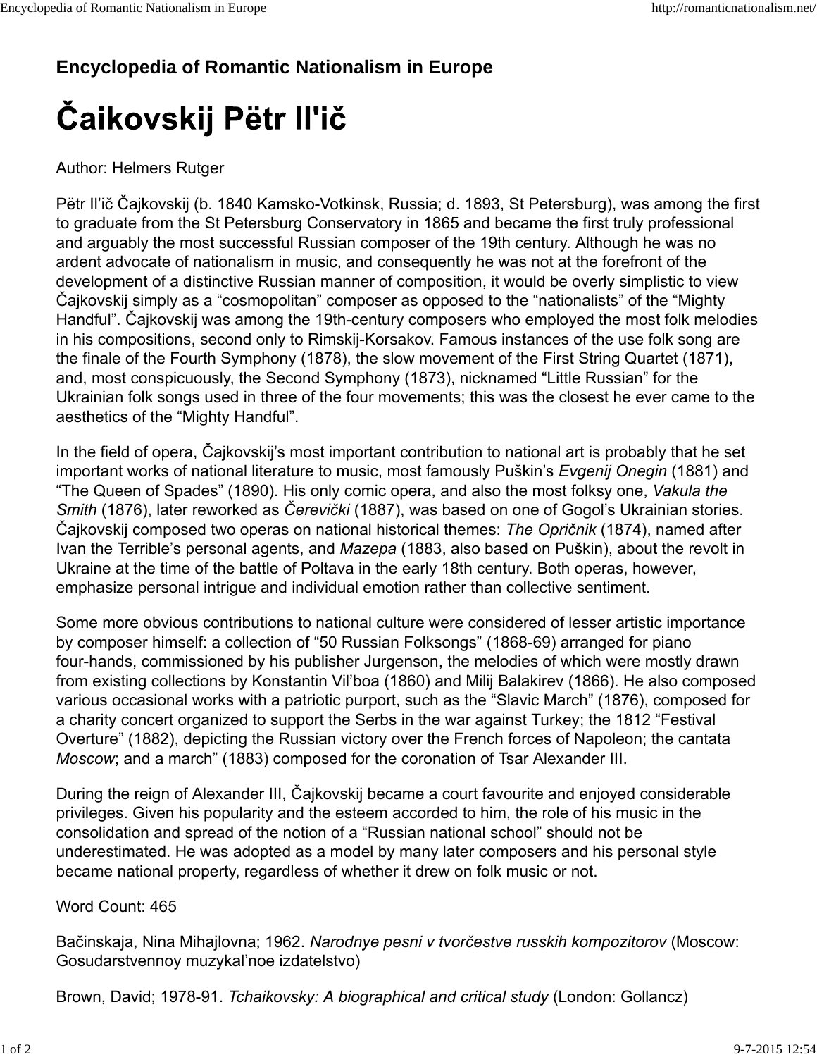**Encyclopedia of Romantic Nationalism in Europe**

# Čaikovskij Pëtr Il'ič

Author: Helmers Rutger

Pëtr Il'ič Čajkovskij (b. 1840 Kamsko-Votkinsk, Russia; d. 1893, St Petersburg), was among the first to graduate from the St Petersburg Conservatory in 1865 and became the first truly professional and arguably the most successful Russian composer of the 19th century. Although he was no ardent advocate of nationalism in music, and consequently he was not at the forefront of the development of a distinctive Russian manner of composition, it would be overly simplistic to view Čajkovskij simply as a "cosmopolitan" composer as opposed to the "nationalists" of the "Mighty Handful". Čajkovskij was among the 19th-century composers who employed the most folk melodies in his compositions, second only to Rimskij-Korsakov. Famous instances of the use folk song are the finale of the Fourth Symphony (1878), the slow movement of the First String Quartet (1871), and, most conspicuously, the Second Symphony (1873), nicknamed "Little Russian" for the Ukrainian folk songs used in three of the four movements; this was the closest he ever came to the aesthetics of the "Mighty Handful".

In the field of opera, Čajkovskij's most important contribution to national art is probably that he set important works of national literature to music, most famously Puškin's *Evgenij Onegin* (1881) and "The Queen of Spades" (1890). His only comic opera, and also the most folksy one, *Vakula the Smith* (1876), later reworked as *Čerevički* (1887), was based on one of Gogol's Ukrainian stories. Čajkovskij composed two operas on national historical themes: *The Opričnik* (1874), named after Ivan the Terrible's personal agents, and *Mazepa* (1883, also based on Puškin), about the revolt in Ukraine at the time of the battle of Poltava in the early 18th century. Both operas, however, emphasize personal intrigue and individual emotion rather than collective sentiment.

Some more obvious contributions to national culture were considered of lesser artistic importance by composer himself: a collection of "50 Russian Folksongs" (1868-69) arranged for piano four-hands, commissioned by his publisher Jurgenson, the melodies of which were mostly drawn from existing collections by Konstantin Vil'boa (1860) and Milij Balakirev (1866). He also composed various occasional works with a patriotic purport, such as the "Slavic March" (1876), composed for a charity concert organized to support the Serbs in the war against Turkey; the 1812 "Festival Overture" (1882), depicting the Russian victory over the French forces of Napoleon; the cantata *Moscow*; and a march" (1883) composed for the coronation of Tsar Alexander III.

During the reign of Alexander III, Čajkovskij became a court favourite and enjoyed considerable privileges. Given his popularity and the esteem accorded to him, the role of his music in the consolidation and spread of the notion of a "Russian national school" should not be underestimated. He was adopted as a model by many later composers and his personal style became national property, regardless of whether it drew on folk music or not.

Word Count: 465

Bačinskaja, Nina Mihajlovna; 1962. *Narodnye pesni v tvorčestve russkih kompozitorov* (Moscow: Gosudarstvennoy muzykal'noe izdatelstvo)

Brown, David; 1978-91. *Tchaikovsky: A biographical and critical study* (London: Gollancz)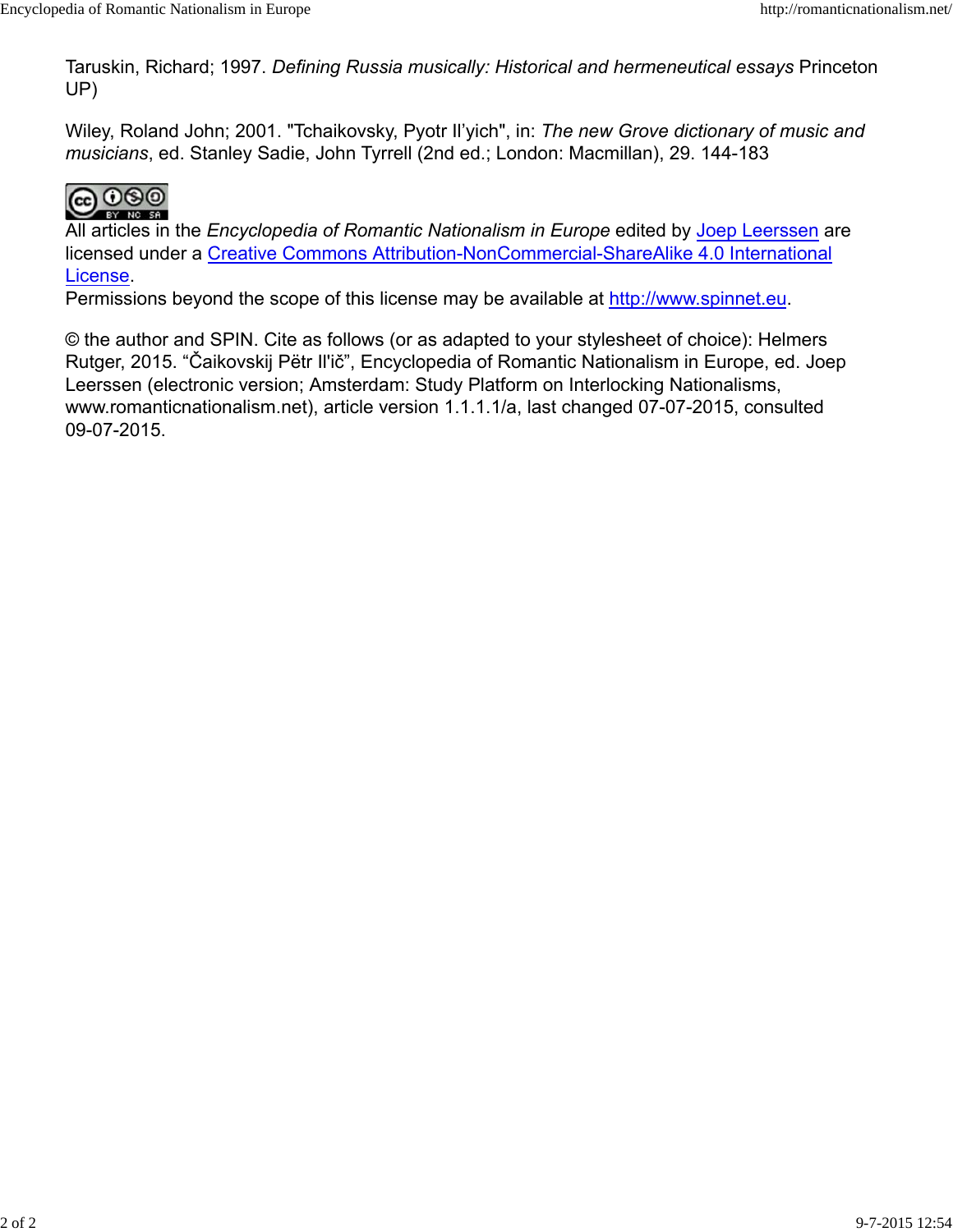Taruskin, Richard; 1997. *Defining Russia musically: Historical and hermeneutical essays* Princeton UP)

Wiley, Roland John; 2001. "Tchaikovsky, Pyotr Il'yich", in: *The new Grove dictionary of music and musicians*, ed. Stanley Sadie, John Tyrrell (2nd ed.; London: Macmillan), 29. 144-183

All articles in the *Encyclopedia of Romantic Nationalism in Europe* edited by Joep Leerssen are licensed under a Creative Commons Attribution-NonCommercial-ShareAlike 4.0 International License.
Permissions beyond the scope of this license may be available at http://www.spinnet.eu.

© the author and SPIN. Cite as follows (or as adapted to your stylesheet of choice): Helmers Rutger, 2015. "Čaikovskij Pëtr Il'ič", Encyclopedia of Romantic Nationalism in Europe, ed. Joep Leerssen (electronic version; Amsterdam: Study Platform on Interlocking Nationalisms, www.romanticnationalism.net), article version 1.1.1.1/a, last changed 07-07-2015, consulted 09-07-2015.